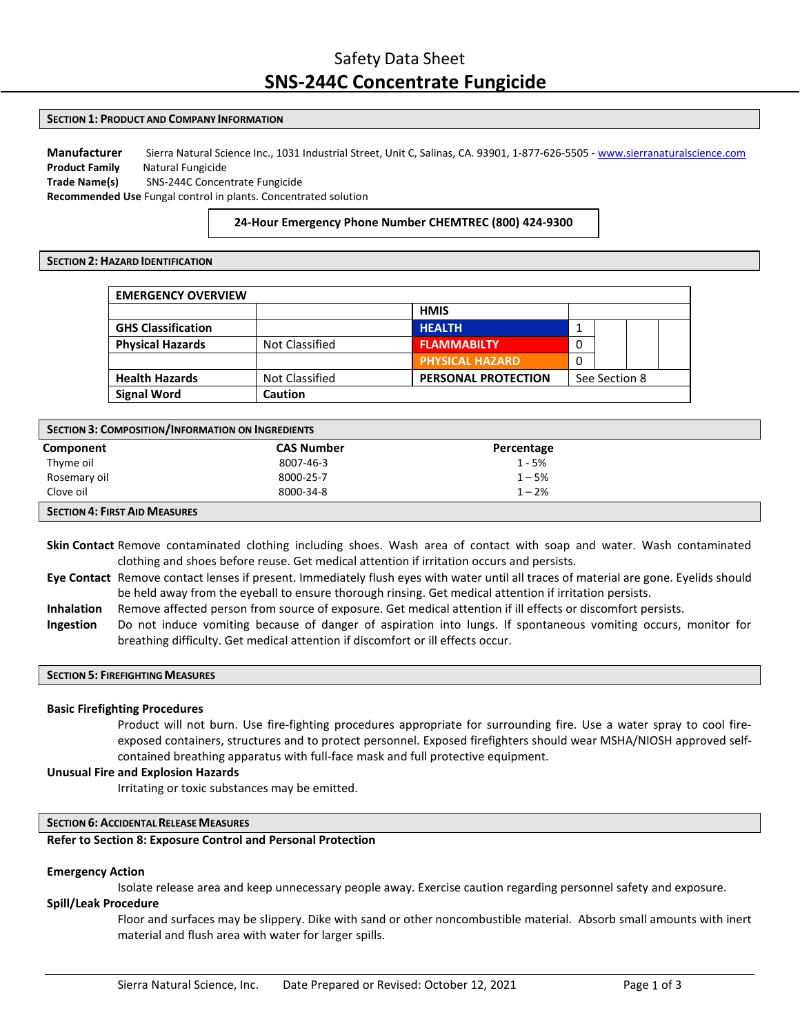# Safety Data Sheet
# SNS-244C Concentrate Fungicide

## Section 1: Product and Company Information

**Manufacturer** Sierra Natural Science Inc., 1031 Industrial Street, Unit C, Salinas, CA. 93901, 1-877-626-5505 - www.sierranaturalscience.com
**Product Family** Natural Fungicide
**Trade Name(s)** SNS-244C Concentrate Fungicide
**Recommended Use** Fungal control in plants. Concentrated solution

**24-Hour Emergency Phone Number CHEMTREC (800) 424-9300**

## Section 2: Hazard Identification

| EMERGENCY OVERVIEW | | | |
|---|---|---|---|
| | | **HMIS** | |
| **GHS Classification** | | **HEALTH** | 1 |
| **Physical Hazards** | Not Classified | **FLAMMABILTY** | 0 |
| | | **PHYSICAL HAZARD** | 0 |
| **Health Hazards** | Not Classified | **PERSONAL PROTECTION** | See Section 8 |
| **Signal Word** | **Caution** | | |

## Section 3: Composition/Information on Ingredients

| Component | CAS Number | Percentage |
|---|---|---|
| Thyme oil | 8007-46-3 | 1 - 5% |
| Rosemary oil | 8000-25-7 | 1 – 5% |
| Clove oil | 8000-34-8 | 1 – 2% |

## Section 4: First Aid Measures

**Skin Contact** Remove contaminated clothing including shoes. Wash area of contact with soap and water. Wash contaminated clothing and shoes before reuse. Get medical attention if irritation occurs and persists.

**Eye Contact** Remove contact lenses if present. Immediately flush eyes with water until all traces of material are gone. Eyelids should be held away from the eyeball to ensure thorough rinsing. Get medical attention if irritation persists.

**Inhalation** Remove affected person from source of exposure. Get medical attention if ill effects or discomfort persists.

**Ingestion** Do not induce vomiting because of danger of aspiration into lungs. If spontaneous vomiting occurs, monitor for breathing difficulty. Get medical attention if discomfort or ill effects occur.

## Section 5: Firefighting Measures

**Basic Firefighting Procedures**

Product will not burn. Use fire-fighting procedures appropriate for surrounding fire. Use a water spray to cool fire-exposed containers, structures and to protect personnel. Exposed firefighters should wear MSHA/NIOSH approved self-contained breathing apparatus with full-face mask and full protective equipment.

**Unusual Fire and Explosion Hazards**

Irritating or toxic substances may be emitted.

## Section 6: Accidental Release Measures

**Refer to Section 8: Exposure Control and Personal Protection**

**Emergency Action**

Isolate release area and keep unnecessary people away. Exercise caution regarding personnel safety and exposure.

**Spill/Leak Procedure**

Floor and surfaces may be slippery. Dike with sand or other noncombustible material. Absorb small amounts with inert material and flush area with water for larger spills.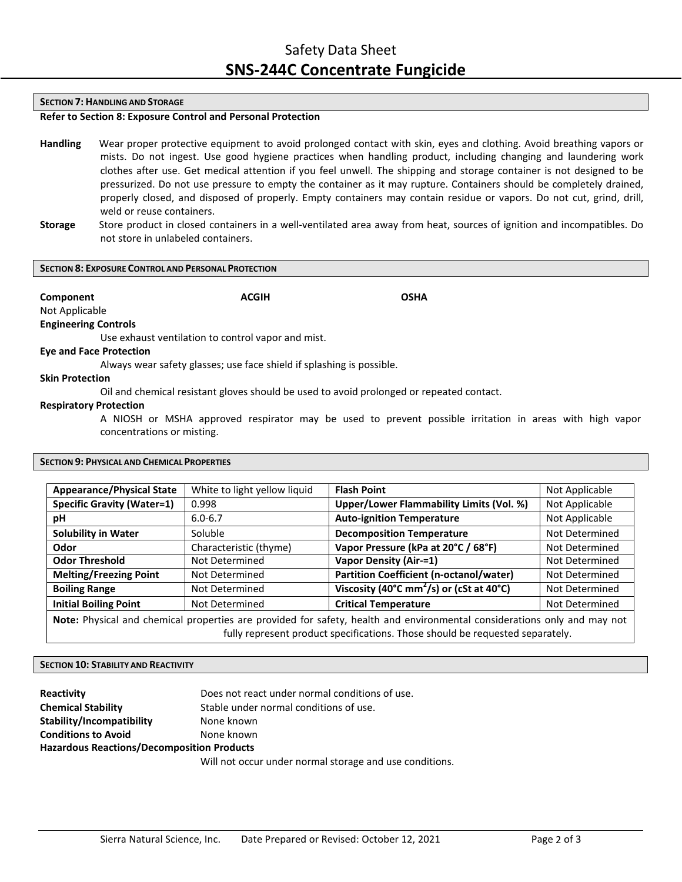## SECTION 7: HANDLING AND STORAGE

**Refer to Section 8: Exposure Control and Personal Protection**

**Handling** Wear proper protective equipment to avoid prolonged contact with skin, eyes and clothing. Avoid breathing vapors or mists. Do not ingest. Use good hygiene practices when handling product, including changing and laundering work clothes after use. Get medical attention if you feel unwell. The shipping and storage container is not designed to be pressurized. Do not use pressure to empty the container as it may rupture. Containers should be completely drained, properly closed, and disposed of properly. Empty containers may contain residue or vapors. Do not cut, grind, drill, weld or reuse containers.

**Storage** Store product in closed containers in a well-ventilated area away from heat, sources of ignition and incompatibles. Do not store in unlabeled containers.

## SECTION 8: EXPOSURE CONTROL AND PERSONAL PROTECTION

| Component | ACGIH | OSHA |
|---|---|---|
| Not Applicable | | |

**Engineering Controls**

Use exhaust ventilation to control vapor and mist.

**Eye and Face Protection**

Always wear safety glasses; use face shield if splashing is possible.

**Skin Protection**

Oil and chemical resistant gloves should be used to avoid prolonged or repeated contact.

**Respiratory Protection**

A NIOSH or MSHA approved respirator may be used to prevent possible irritation in areas with high vapor concentrations or misting.

## SECTION 9: PHYSICAL AND CHEMICAL PROPERTIES

| | | | |
|---|---|---|---|
| **Appearance/Physical State** | White to light yellow liquid | **Flash Point** | Not Applicable |
| **Specific Gravity (Water=1)** | 0.998 | **Upper/Lower Flammability Limits (Vol. %)** | Not Applicable |
| **pH** | 6.0-6.7 | **Auto-ignition Temperature** | Not Applicable |
| **Solubility in Water** | Soluble | **Decomposition Temperature** | Not Determined |
| **Odor** | Characteristic (thyme) | **Vapor Pressure (kPa at 20°C / 68°F)** | Not Determined |
| **Odor Threshold** | Not Determined | **Vapor Density (Air-=1)** | Not Determined |
| **Melting/Freezing Point** | Not Determined | **Partition Coefficient (n-octanol/water)** | Not Determined |
| **Boiling Range** | Not Determined | **Viscosity (40°C $mm^2$/s) or (cSt at 40°C)** | Not Determined |
| **Initial Boiling Point** | Not Determined | **Critical Temperature** | Not Determined |

**Note:** Physical and chemical properties are provided for safety, health and environmental considerations only and may not fully represent product specifications. Those should be requested separately.

## SECTION 10: STABILITY AND REACTIVITY

**Reactivity** Does not react under normal conditions of use.

**Chemical Stability** Stable under normal conditions of use.

**Stability/Incompatibility** None known

**Conditions to Avoid** None known

**Hazardous Reactions/Decomposition Products**

Will not occur under normal storage and use conditions.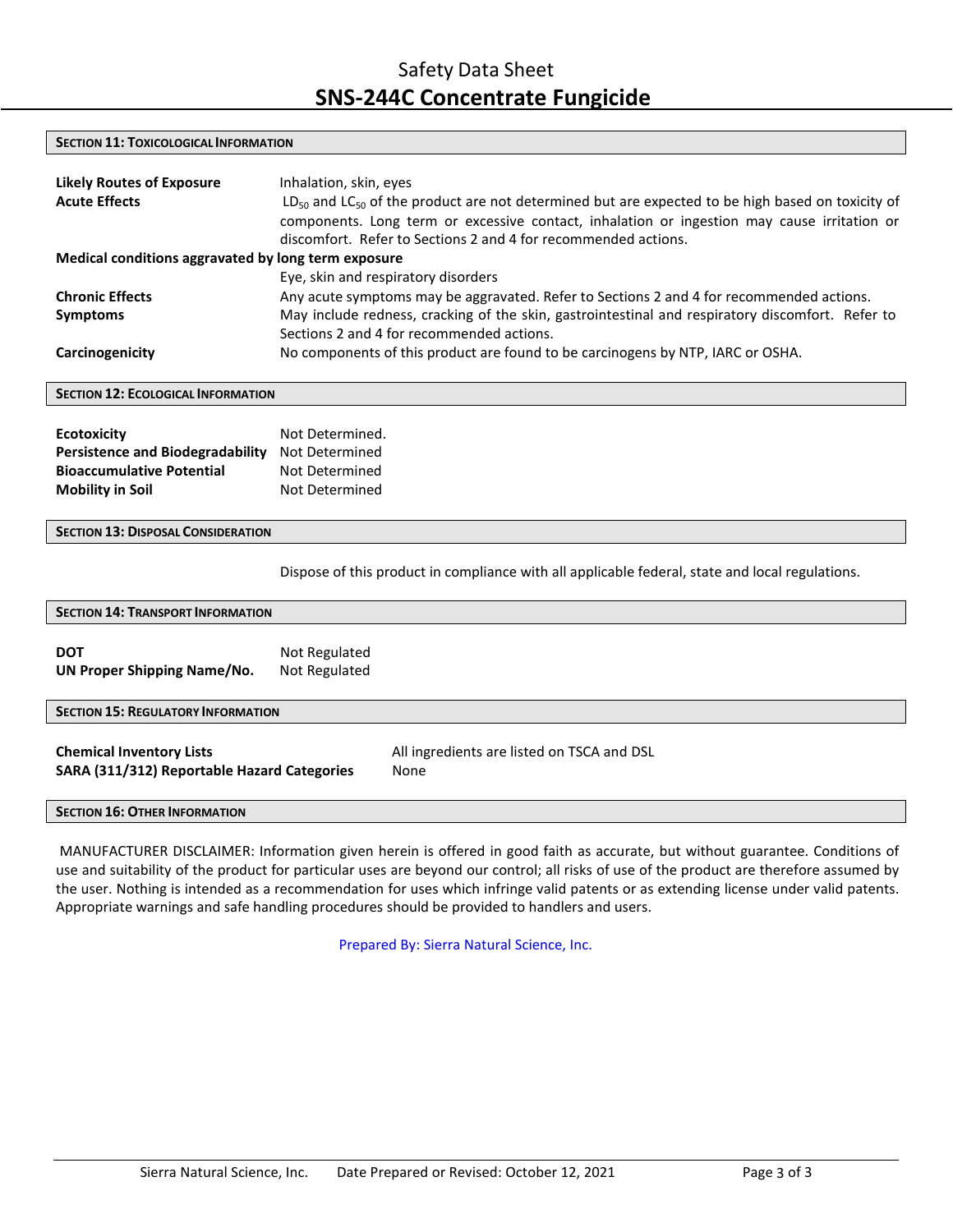## SECTION 11: TOXICOLOGICAL INFORMATION

| | |
|---|---|
| **Likely Routes of Exposure** | Inhalation, skin, eyes |
| **Acute Effects** | $LD_{50}$ and $LC_{50}$ of the product are not determined but are expected to be high based on toxicity of components. Long term or excessive contact, inhalation or ingestion may cause irritation or discomfort. Refer to Sections 2 and 4 for recommended actions. |
| **Medical conditions aggravated by long term exposure** | Eye, skin and respiratory disorders |
| **Chronic Effects** | Any acute symptoms may be aggravated. Refer to Sections 2 and 4 for recommended actions. |
| **Symptoms** | May include redness, cracking of the skin, gastrointestinal and respiratory discomfort. Refer to Sections 2 and 4 for recommended actions. |
| **Carcinogenicity** | No components of this product are found to be carcinogens by NTP, IARC or OSHA. |

## SECTION 12: ECOLOGICAL INFORMATION

| | |
|---|---|
| **Ecotoxicity** | Not Determined. |
| **Persistence and Biodegradability** | Not Determined |
| **Bioaccumulative Potential** | Not Determined |
| **Mobility in Soil** | Not Determined |

## SECTION 13: DISPOSAL CONSIDERATION

Dispose of this product in compliance with all applicable federal, state and local regulations.

## SECTION 14: TRANSPORT INFORMATION

| | |
|---|---|
| **DOT** | Not Regulated |
| **UN Proper Shipping Name/No.** | Not Regulated |

## SECTION 15: REGULATORY INFORMATION

| | |
|---|---|
| **Chemical Inventory Lists** | All ingredients are listed on TSCA and DSL |
| **SARA (311/312) Reportable Hazard Categories** | None |

## SECTION 16: OTHER INFORMATION

MANUFACTURER DISCLAIMER: Information given herein is offered in good faith as accurate, but without guarantee. Conditions of use and suitability of the product for particular uses are beyond our control; all risks of use of the product are therefore assumed by the user. Nothing is intended as a recommendation for uses which infringe valid patents or as extending license under valid patents. Appropriate warnings and safe handling procedures should be provided to handlers and users.

Prepared By: Sierra Natural Science, Inc.